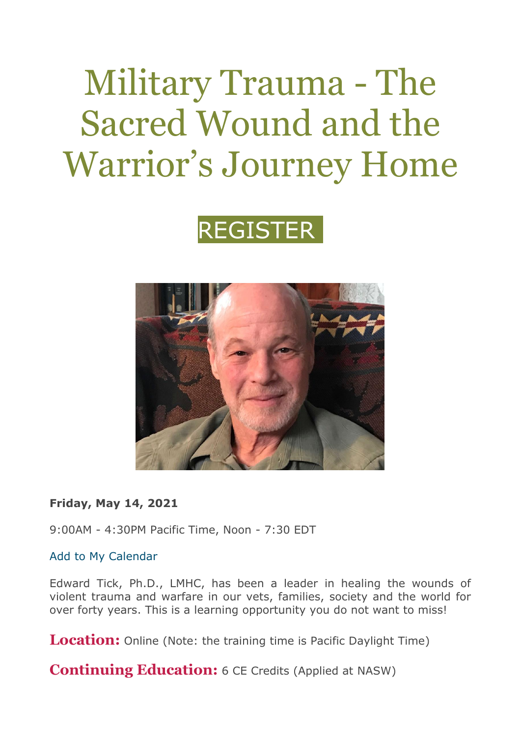# Military Trauma - The Sacred Wound and the Warrior's Journey Home

REGISTER

**Friday, May 14, 2021**

9:00AM - 4:30PM Pacific Time, Noon - 7:30 EDT

Add to My Calendar

Edward Tick, Ph.D., LMHC, has been a leader in healing the wounds of violent trauma and warfare in our vets, families, society and the world for over forty years. This is a learning opportunity you do not want to miss!

**Location:** Online (Note: the training time is Pacific Daylight Time)

**Continuing Education:** 6 CE Credits (Applied at NASW)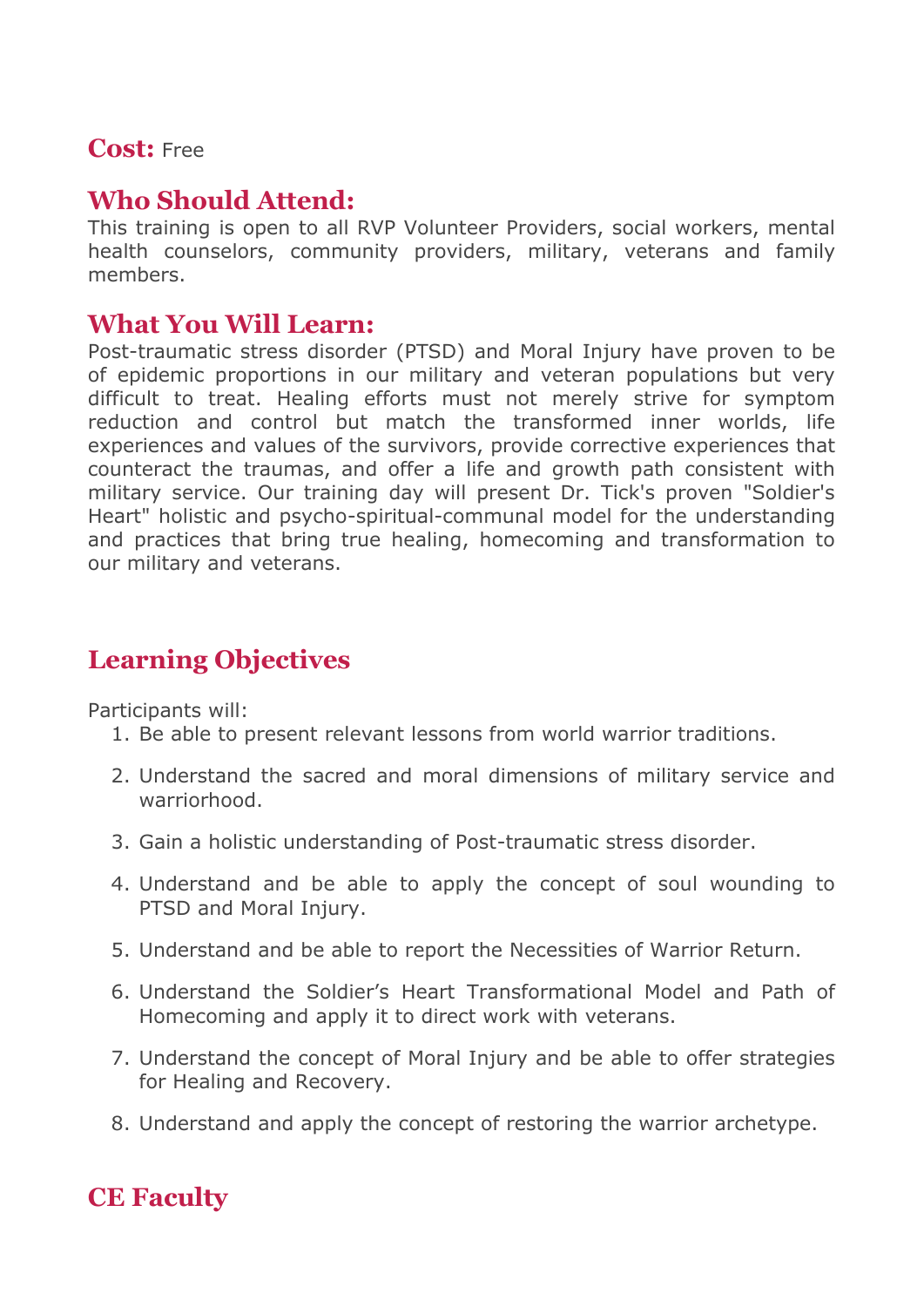**Cost:** Free

## Who Should Attend:

This training is open to all RVP Volunteer Providers, social workers, mental health counselors, community providers, military, veterans and family members.

## What You Will Learn:

Post-traumatic stress disorder (PTSD) and Moral Injury have proven to be of epidemic proportions in our military and veteran populations but very difficult to treat. Healing efforts must not merely strive for symptom reduction and control but match the transformed inner worlds, life experiences and values of the survivors, provide corrective experiences that counteract the traumas, and offer a life and growth path consistent with military service. Our training day will present Dr. Tick's proven "Soldier's Heart" holistic and psycho-spiritual-communal model for the understanding and practices that bring true healing, homecoming and transformation to our military and veterans.

## Learning Objectives

Participants will:

1. Be able to present relevant lessons from world warrior traditions.
2. Understand the sacred and moral dimensions of military service and warriorhood.
3. Gain a holistic understanding of Post-traumatic stress disorder.
4. Understand and be able to apply the concept of soul wounding to PTSD and Moral Injury.
5. Understand and be able to report the Necessities of Warrior Return.
6. Understand the Soldier's Heart Transformational Model and Path of Homecoming and apply it to direct work with veterans.
7. Understand the concept of Moral Injury and be able to offer strategies for Healing and Recovery.
8. Understand and apply the concept of restoring the warrior archetype.

## CE Faculty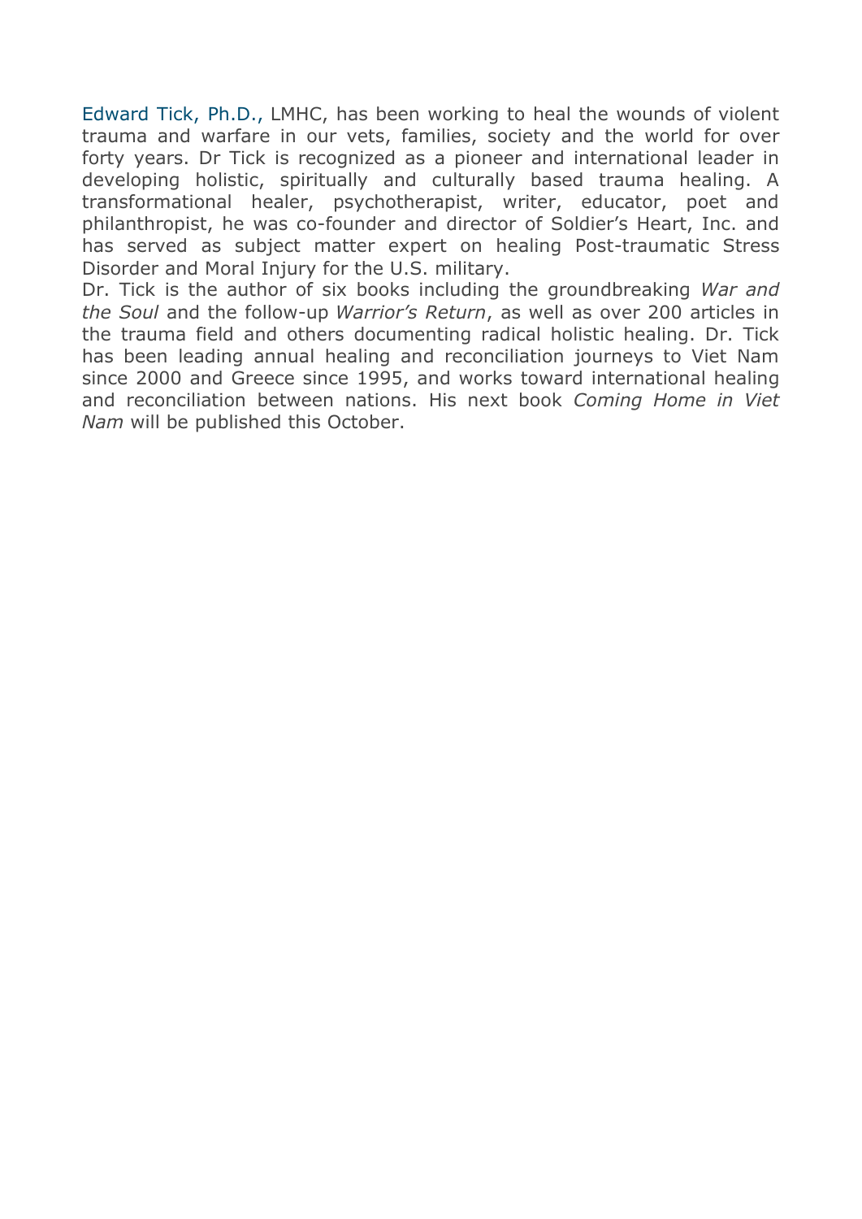Edward Tick, Ph.D., LMHC, has been working to heal the wounds of violent trauma and warfare in our vets, families, society and the world for over forty years. Dr Tick is recognized as a pioneer and international leader in developing holistic, spiritually and culturally based trauma healing. A transformational healer, psychotherapist, writer, educator, poet and philanthropist, he was co-founder and director of Soldier's Heart, Inc. and has served as subject matter expert on healing Post-traumatic Stress Disorder and Moral Injury for the U.S. military.

Dr. Tick is the author of six books including the groundbreaking *War and the Soul* and the follow-up *Warrior's Return*, as well as over 200 articles in the trauma field and others documenting radical holistic healing. Dr. Tick has been leading annual healing and reconciliation journeys to Viet Nam since 2000 and Greece since 1995, and works toward international healing and reconciliation between nations. His next book *Coming Home in Viet Nam* will be published this October.